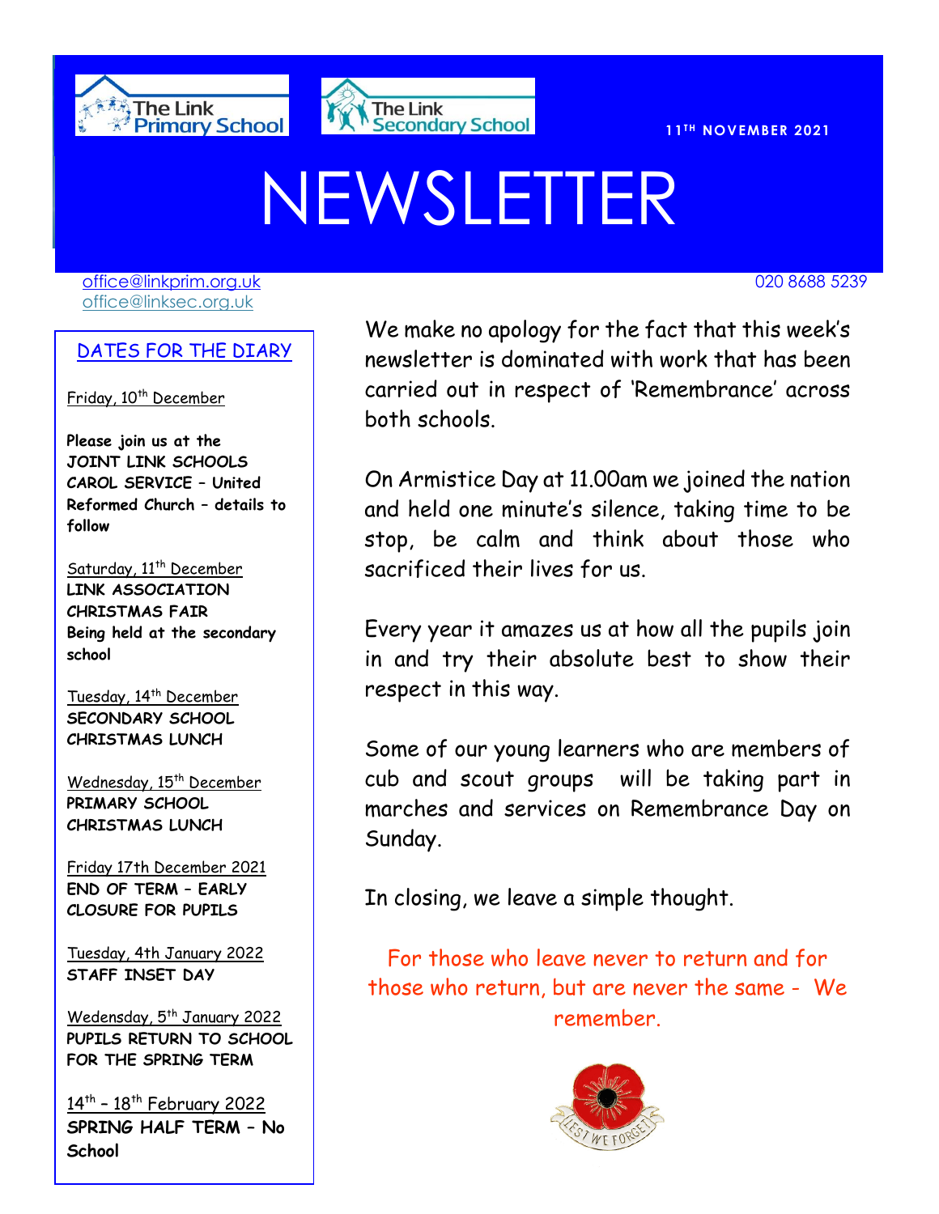The Link Primary School | The Link Secondary School

**11TH NOVEMBER 2021**

# NEWSLETTER

office@linkprim.org.uk
office@linksec.org.uk

020 8688 5239

## DATES FOR THE DIARY

Friday, 10th December

**Please join us at the JOINT LINK SCHOOLS CAROL SERVICE – United Reformed Church – details to follow**

Saturday, 11th December
**LINK ASSOCIATION CHRISTMAS FAIR**
**Being held at the secondary school**

Tuesday, 14th December
**SECONDARY SCHOOL CHRISTMAS LUNCH**

Wednesday, 15th December
**PRIMARY SCHOOL CHRISTMAS LUNCH**

Friday 17th December 2021
**END OF TERM – EARLY CLOSURE FOR PUPILS**

Tuesday, 4th January 2022
**STAFF INSET DAY**

Wedensday, 5th January 2022
**PUPILS RETURN TO SCHOOL FOR THE SPRING TERM**

14th – 18th February 2022
**SPRING HALF TERM – No School**

We make no apology for the fact that this week's newsletter is dominated with work that has been carried out in respect of 'Remembrance' across both schools.

On Armistice Day at 11.00am we joined the nation and held one minute's silence, taking time to be stop, be calm and think about those who sacrificed their lives for us.

Every year it amazes us at how all the pupils join in and try their absolute best to show their respect in this way.

Some of our young learners who are members of cub and scout groups will be taking part in marches and services on Remembrance Day on Sunday.

In closing, we leave a simple thought.

For those who leave never to return and for those who return, but are never the same - We remember.

LEST WE FORGET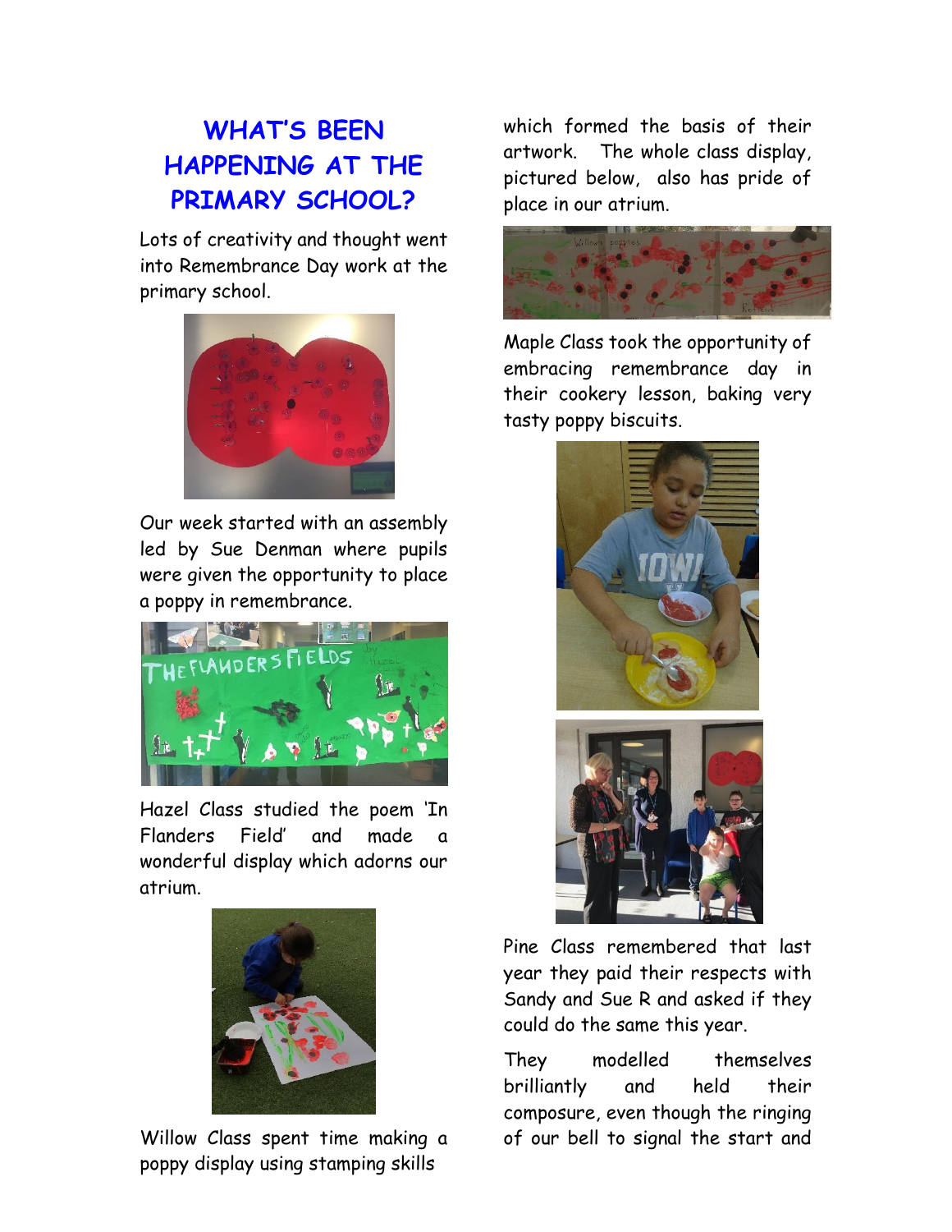# WHAT'S BEEN HAPPENING AT THE PRIMARY SCHOOL?

Lots of creativity and thought went into Remembrance Day work at the primary school.

Our week started with an assembly led by Sue Denman where pupils were given the opportunity to place a poppy in remembrance.

Hazel Class studied the poem 'In Flanders Field' and made a wonderful display which adorns our atrium.

Willow Class spent time making a poppy display using stamping skills which formed the basis of their artwork. The whole class display, pictured below, also has pride of place in our atrium.

Maple Class took the opportunity of embracing remembrance day in their cookery lesson, baking very tasty poppy biscuits.

Pine Class remembered that last year they paid their respects with Sandy and Sue R and asked if they could do the same this year.

They modelled themselves brilliantly and held their composure, even though the ringing of our bell to signal the start and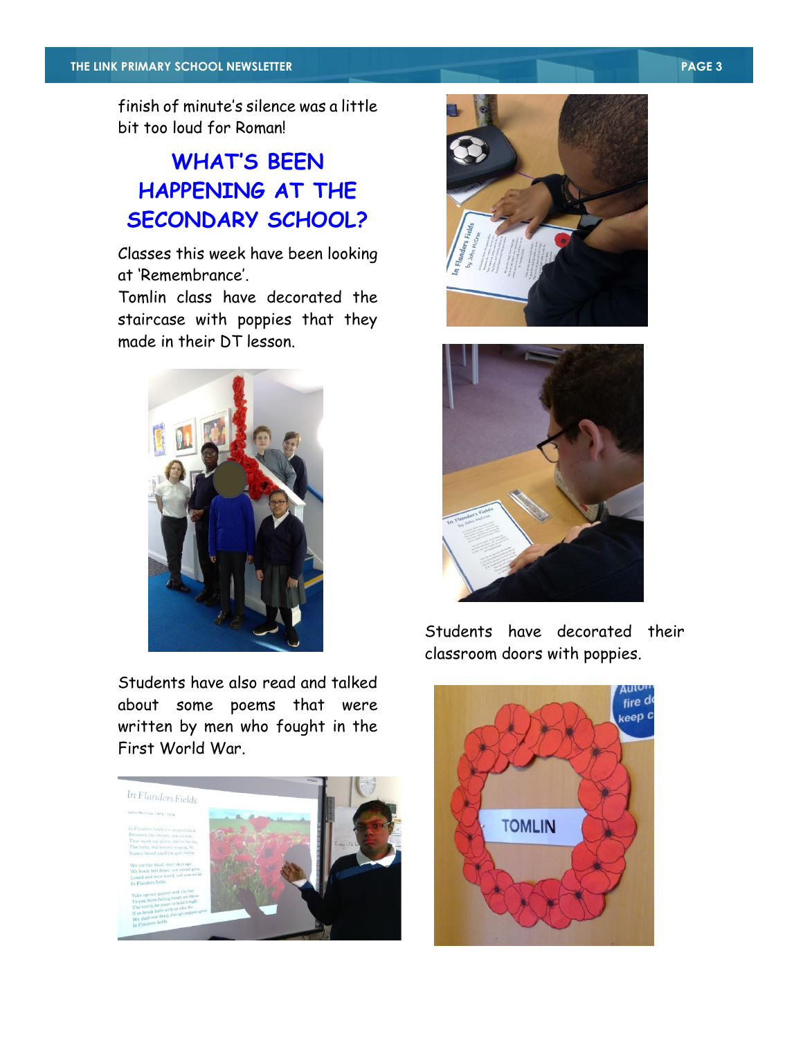finish of minute's silence was a little bit too loud for Roman!

## WHAT'S BEEN HAPPENING AT THE SECONDARY SCHOOL?

Classes this week have been looking at 'Remembrance'.

Tomlin class have decorated the staircase with poppies that they made in their DT lesson.

Students have also read and talked about some poems that were written by men who fought in the First World War.

Students have decorated their classroom doors with poppies.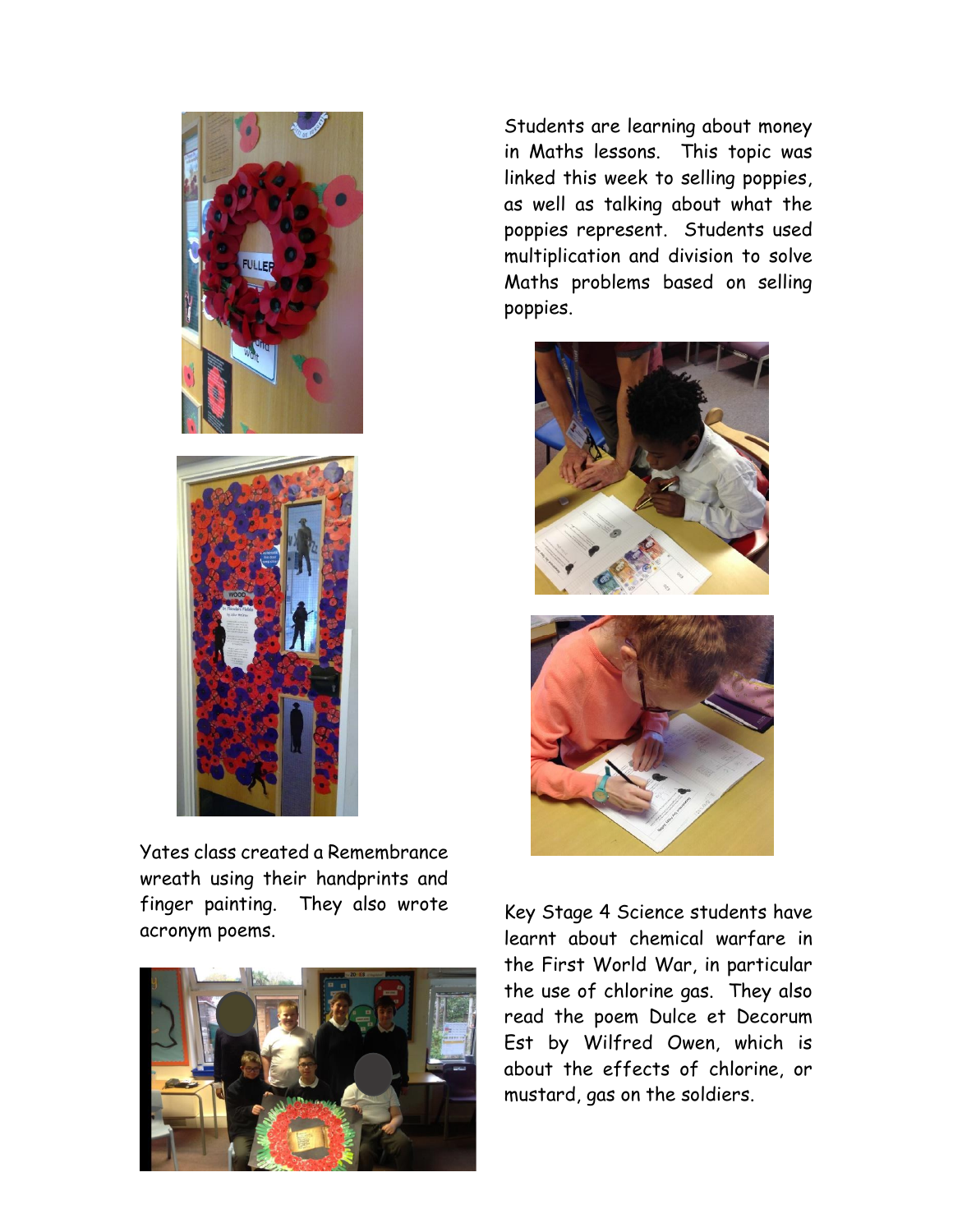Students are learning about money in Maths lessons. This topic was linked this week to selling poppies, as well as talking about what the poppies represent. Students used multiplication and division to solve Maths problems based on selling poppies.

Yates class created a Remembrance wreath using their handprints and finger painting. They also wrote acronym poems.

Key Stage 4 Science students have learnt about chemical warfare in the First World War, in particular the use of chlorine gas. They also read the poem Dulce et Decorum Est by Wilfred Owen, which is about the effects of chlorine, or mustard, gas on the soldiers.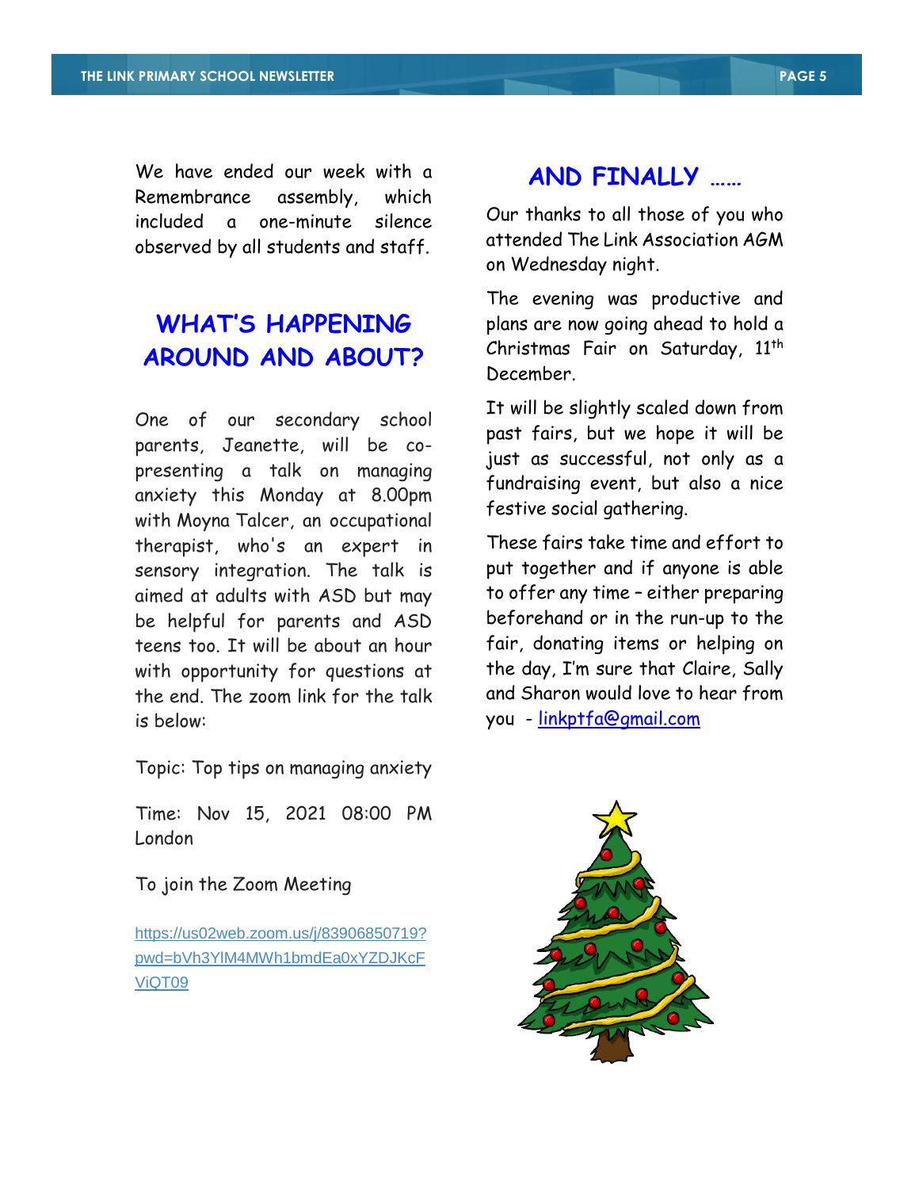We have ended our week with a Remembrance assembly, which included a one-minute silence observed by all students and staff.

## WHAT'S HAPPENING AROUND AND ABOUT?

One of our secondary school parents, Jeanette, will be co-presenting a talk on managing anxiety this Monday at 8.00pm with Moyna Talcer, an occupational therapist, who's an expert in sensory integration. The talk is aimed at adults with ASD but may be helpful for parents and ASD teens too. It will be about an hour with opportunity for questions at the end. The zoom link for the talk is below:

Topic: Top tips on managing anxiety

Time: Nov 15, 2021 08:00 PM London

To join the Zoom Meeting

https://us02web.zoom.us/j/83906850719?pwd=bVh3YlM4MWh1bmdEa0xYZDJKcFViQT09

## AND FINALLY ……

Our thanks to all those of you who attended The Link Association AGM on Wednesday night.

The evening was productive and plans are now going ahead to hold a Christmas Fair on Saturday, 11th December.

It will be slightly scaled down from past fairs, but we hope it will be just as successful, not only as a fundraising event, but also a nice festive social gathering.

These fairs take time and effort to put together and if anyone is able to offer any time – either preparing beforehand or in the run-up to the fair, donating items or helping on the day, I'm sure that Claire, Sally and Sharon would love to hear from you - linkptfa@gmail.com